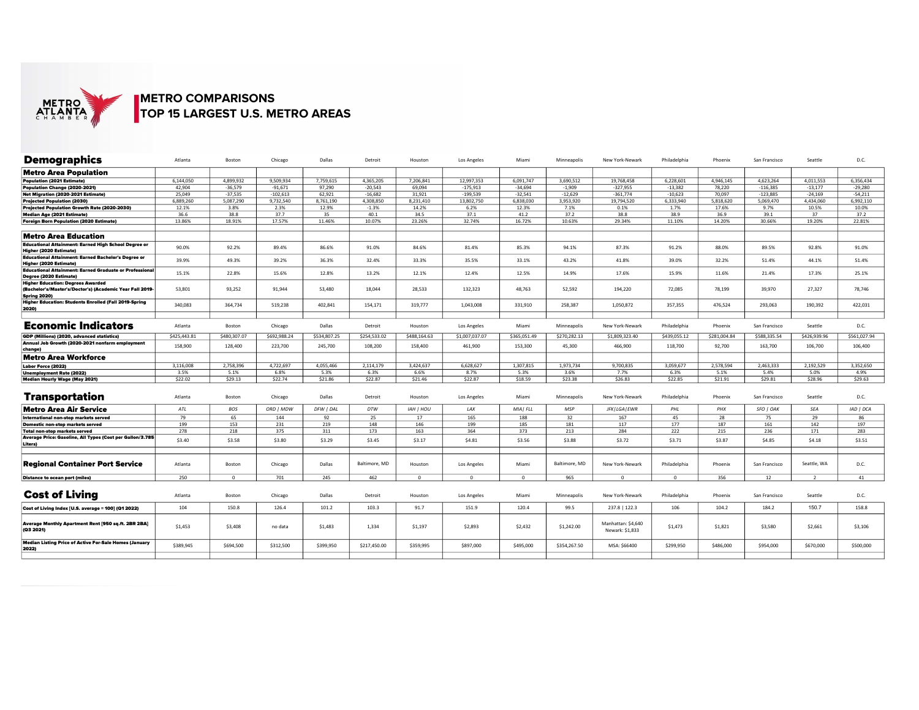# METRO COMPARISONS
## TOP 15 LARGEST U.S. METRO AREAS

## Demographics

| | Atlanta | Boston | Chicago | Dallas | Detroit | Houston | Los Angeles | Miami | Minneapolis | New York-Newark | Philadelphia | Phoenix | San Francisco | Seattle | D.C. |
|---|---|---|---|---|---|---|---|---|---|---|---|---|---|---|---|
| **Metro Area Population** | | | | | | | | | | | | | | | |
| **Population (2021 Estimate)** | 6,144,050 | 4,899,932 | 9,509,934 | 7,759,615 | 4,365,205 | 7,206,841 | 12,997,353 | 6,091,747 | 3,690,512 | 19,768,458 | 6,228,601 | 4,946,145 | 4,623,264 | 4,011,553 | 6,356,434 |
| **Population Change (2020-2021)** | 42,904 | -36,579 | -91,671 | 97,290 | -20,543 | 69,094 | -175,913 | -34,694 | -1,909 | -327,955 | -13,382 | 78,220 | -116,385 | -13,177 | -29,280 |
| **Net Migration (2020-2021 Estimate)** | 25,049 | -37,535 | -102,613 | 62,921 | -16,682 | 31,921 | -199,539 | -32,541 | -12,629 | -361,774 | -10,623 | 70,097 | -123,885 | -24,169 | -54,211 |
| **Projected Population (2030)** | 6,889,260 | 5,087,290 | 9,732,540 | 8,761,190 | 4,308,850 | 8,231,410 | 13,802,750 | 6,838,030 | 3,953,920 | 19,794,520 | 6,333,940 | 5,818,620 | 5,069,470 | 4,434,060 | 6,992,110 |
| **Projected Population Growth Rate (2020-2030)** | 12.1% | 3.8% | 2.3% | 12.9% | -1.3% | 14.2% | 6.2% | 12.3% | 7.1% | 0.1% | 1.7% | 17.6% | 9.7% | 10.5% | 10.0% |
| **Median Age (2021 Estimate)** | 36.6 | 38.8 | 37.7 | 35 | 40.1 | 34.5 | 37.1 | 41.2 | 37.2 | 38.8 | 38.9 | 36.9 | 39.1 | 37 | 37.2 |
| **Foreign Born Population (2020 Estimate)** | 13.86% | 18.91% | 17.57% | 11.46% | 10.07% | 23.26% | 32.74% | 16.72% | 10.63% | 29.34% | 11.10% | 14.20% | 30.66% | 19.20% | 22.81% |
| **Metro Area Education** | | | | | | | | | | | | | | | |
| **Educational Attainment: Earned High School Degree or Higher (2020 Estimate)** | 90.0% | 92.2% | 89.4% | 86.6% | 91.0% | 84.6% | 81.4% | 85.3% | 94.1% | 87.3% | 91.2% | 88.0% | 89.5% | 92.8% | 91.0% |
| **Educational Attainment: Earned Bachelor's Degree or Higher (2020 Estimate)** | 39.9% | 49.3% | 39.2% | 36.3% | 32.4% | 33.3% | 35.5% | 33.1% | 43.2% | 41.8% | 39.0% | 32.2% | 51.4% | 44.1% | 51.4% |
| **Educational Attainment: Earned Graduate or Professional Degree (2020 Estimate)** | 15.1% | 22.8% | 15.6% | 12.8% | 13.2% | 12.1% | 12.4% | 12.5% | 14.9% | 17.6% | 15.9% | 11.6% | 21.4% | 17.3% | 25.1% |
| **Higher Education: Degrees Awarded (Bachelor's/Master's/Doctor's) (Academic Year Fall 2019-Spring 2020)** | 53,801 | 93,252 | 91,944 | 53,480 | 18,044 | 28,533 | 132,323 | 48,763 | 52,592 | 194,220 | 72,085 | 78,199 | 39,970 | 27,327 | 78,746 |
| **Higher Education: Students Enrolled (Fall 2019-Spring 2020)** | 340,083 | 364,734 | 519,238 | 402,841 | 154,171 | 319,777 | 1,043,008 | 331,910 | 258,387 | 1,050,872 | 357,355 | 476,524 | 293,063 | 190,392 | 422,031 |

## Economic Indicators

| | Atlanta | Boston | Chicago | Dallas | Detroit | Houston | Los Angeles | Miami | Minneapolis | New York-Newark | Philadelphia | Phoenix | San Francisco | Seattle | D.C. |
|---|---|---|---|---|---|---|---|---|---|---|---|---|---|---|---|
| **GDP (Millions) (2020, advanced statistics)** | $425,443.81 | $480,307.07 | $692,988.24 | $534,807.25 | $254,533.02 | $488,164.63 | $1,007,037.07 | $365,051.49 | $270,282.13 | $1,809,323.40 | $439,055.12 | $281,004.84 | $588,335.54 | $426,939.96 | $561,027.94 |
| **Annual Job Growth (2020-2021 nonfarm employment change)** | 158,900 | 128,400 | 223,700 | 245,700 | 108,200 | 158,400 | 461,900 | 153,300 | 45,300 | 466,900 | 118,700 | 92,700 | 163,700 | 106,700 | 106,400 |
| **Metro Area Workforce** | | | | | | | | | | | | | | | |
| **Labor Force (2022)** | 3,116,008 | 2,758,396 | 4,722,697 | 4,055,466 | 2,114,179 | 3,424,637 | 6,628,627 | 1,307,815 | 1,973,734 | 9,700,835 | 3,059,677 | 2,578,594 | 2,463,333 | 2,192,529 | 3,352,650 |
| **Unemployment Rate (2022)** | 3.5% | 5.1% | 6.8% | 5.3% | 6.3% | 6.6% | 8.7% | 5.3% | 3.6% | 7.7% | 6.3% | 5.1% | 5.4% | 5.0% | 4.9% |
| **Median Hourly Wage (May 2021)** | $22.02 | $29.13 | $22.74 | $21.86 | $22.87 | $21.46 | $22.87 | $18.59 | $23.38 | $26.83 | $22.85 | $21.91 | $29.81 | $28.96 | $29.63 |

## Transportation

| | Atlanta | Boston | Chicago | Dallas | Detroit | Houston | Los Angeles | Miami | Minneapolis | New York-Newark | Philadelphia | Phoenix | San Francisco | Seattle | D.C. |
|---|---|---|---|---|---|---|---|---|---|---|---|---|---|---|---|
| **Metro Area Air Service** | *ATL* | *BOS* | *ORD \| MDW* | *DFW \| DAL* | *DTW* | *IAH \| HOU* | *LAX* | *MIA\| FLL* | *MSP* | *JFK\|LGA\|EWR* | *PHL* | *PHX* | *SFO \| OAK* | *SEA* | *IAD \| DCA* |
| **International non-stop markets served** | 79 | 65 | 144 | 92 | 25 | 17 | 165 | 188 | 32 | 167 | 45 | 28 | 75 | 29 | 86 |
| **Domestic non-stop markets served** | 199 | 153 | 231 | 219 | 148 | 146 | 199 | 185 | 181 | 117 | 177 | 187 | 161 | 142 | 197 |
| **Total non-stop markets served** | 278 | 218 | 375 | 311 | 173 | 163 | 364 | 373 | 213 | 284 | 222 | 215 | 236 | 171 | 283 |
| **Average Price: Gasoline, All Types (Cost per Gallon/3.785 Liters)** | $3.40 | $3.58 | $3.80 | $3.29 | $3.45 | $3.17 | $4.81 | $3.56 | $3.88 | $3.72 | $3.71 | $3.87 | $4.85 | $4.18 | $3.51 |
| **Regional Container Port Service** | Atlanta | Boston | Chicago | Dallas | Baltimore, MD | Houston | Los Angeles | Miami | Baltimore, MD | New York-Newark | Philadelphia | Phoenix | San Francisco | Seattle, WA | D.C. |
| **Distance to ocean port (miles)** | 250 | 0 | 701 | 245 | 462 | 0 | 0 | 0 | 965 | 0 | 0 | 356 | 12 | 2 | 41 |

## Cost of Living

| | Atlanta | Boston | Chicago | Dallas | Detroit | Houston | Los Angeles | Miami | Minneapolis | New York-Newark | Philadelphia | Phoenix | San Francisco | Seattle | D.C. |
|---|---|---|---|---|---|---|---|---|---|---|---|---|---|---|---|
| **Cost of Living Index [U.S. average = 100] (Q1 2022)** | 104 | 150.8 | 126.4 | 101.2 | 103.3 | 91.7 | 151.9 | 120.4 | 99.5 | 237.8 \| 122.3 | 106 | 104.2 | 184.2 | 150.7 | 158.8 |
| **Average Monthly Apartment Rent [950 sq.ft. 2BR 2BA] (Q3 2021)** | $1,453 | $3,408 | no data | $1,483 | 1,334 | $1,197 | $2,893 | $2,432 | $1,242.00 | Manhattan: $4,640 Newark: $1,833 | $1,473 | $1,821 | $3,580 | $2,661 | $3,106 |
| **Median Listing Price of Active For-Sale Homes (January 2022)** | $389,945 | $694,500 | $312,500 | $399,950 | $217,450.00 | $359,995 | $897,000 | $495,000 | $354,267.50 | MSA: $66400 | $299,950 | $486,000 | $954,000 | $670,000 | $500,000 |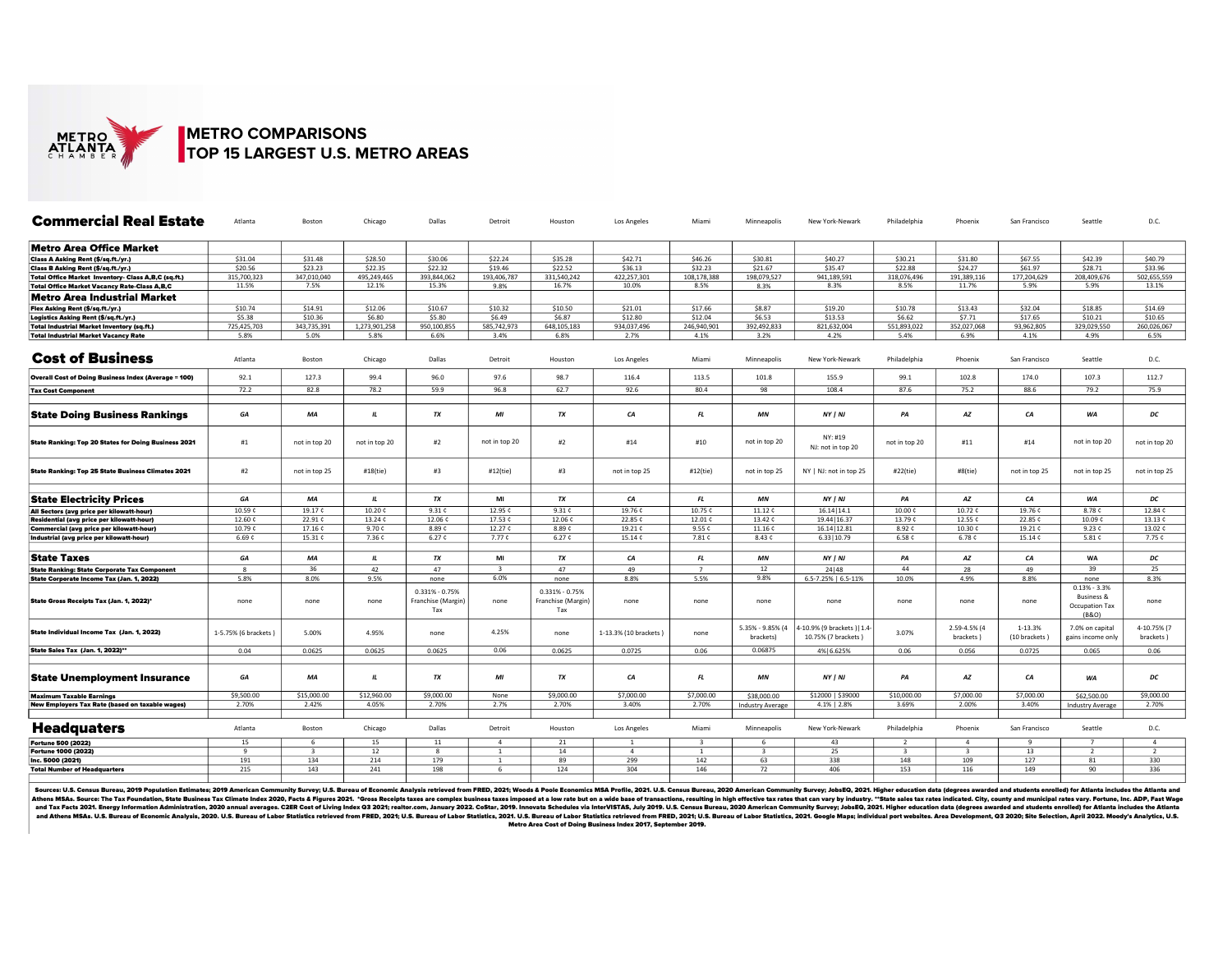# METRO COMPARISONS
## TOP 15 LARGEST U.S. METRO AREAS

| Commercial Real Estate | Atlanta | Boston | Chicago | Dallas | Detroit | Houston | Los Angeles | Miami | Minneapolis | New York-Newark | Philadelphia | Phoenix | San Francisco | Seattle | D.C. |
|---|---|---|---|---|---|---|---|---|---|---|---|---|---|---|---|
| **Metro Area Office Market** | | | | | | | | | | | | | | | |
| **Class A Asking Rent ($/sq.ft./yr.)** | $31.04 | $31.48 | $28.50 | $30.06 | $22.24 | $35.28 | $42.71 | $46.26 | $30.81 | $40.27 | $30.21 | $31.80 | $67.55 | $42.39 | $40.79 |
| **Class B Asking Rent ($/sq.ft./yr.)** | $20.56 | $23.23 | $22.35 | $22.32 | $19.46 | $22.52 | $36.13 | $32.23 | $21.67 | $35.47 | $22.88 | $24.27 | $61.97 | $28.71 | $33.96 |
| **Total Office Market Inventory- Class A,B,C (sq.ft.)** | 315,700,323 | 347,010,040 | 495,249,465 | 393,844,062 | 193,406,787 | 331,540,242 | 422,257,301 | 108,178,388 | 198,079,527 | 941,189,591 | 318,076,496 | 191,389,116 | 177,204,629 | 208,409,676 | 502,655,559 |
| **Total Office Market Vacancy Rate-Class A,B,C** | 11.5% | 7.5% | 12.1% | 15.3% | 9.8% | 16.7% | 10.0% | 8.5% | 8.3% | 8.3% | 8.5% | 11.7% | 5.9% | 5.9% | 13.1% |
| **Metro Area Industrial Market** | | | | | | | | | | | | | | | |
| **Flex Asking Rent ($/sq.ft./yr.)** | $10.74 | $14.91 | $12.06 | $10.67 | $10.32 | $10.50 | $21.01 | $17.66 | $8.87 | $19.20 | $10.78 | $13.43 | $32.04 | $18.85 | $14.69 |
| **Logistics Asking Rent ($/sq.ft./yr.)** | $5.38 | $10.36 | $6.80 | $5.80 | $6.49 | $6.87 | $12.80 | $12.04 | $6.53 | $13.53 | $6.62 | $7.71 | $17.65 | $10.21 | $10.65 |
| **Total Industrial Market Inventory (sq.ft.)** | 725,425,703 | 343,735,391 | 1,273,901,258 | 950,100,855 | 585,742,973 | 648,105,183 | 934,037,496 | 246,940,901 | 392,492,833 | 821,632,004 | 551,891,022 | 352,027,068 | 93,962,805 | 329,029,550 | 260,026,067 |
| **Total Industrial Market Vacancy Rate** | 5.8% | 5.0% | 5.8% | 6.6% | 3.4% | 6.8% | 2.7% | 4.1% | 3.2% | 4.2% | 5.4% | 6.9% | 4.1% | 4.9% | 6.5% |

| Cost of Business | Atlanta | Boston | Chicago | Dallas | Detroit | Houston | Los Angeles | Miami | Minneapolis | New York-Newark | Philadelphia | Phoenix | San Francisco | Seattle | D.C. |
|---|---|---|---|---|---|---|---|---|---|---|---|---|---|---|---|
| **Overall Cost of Doing Business Index (Average = 100)** | 92.1 | 127.3 | 99.4 | 96.0 | 97.6 | 98.7 | 116.4 | 113.5 | 101.8 | 155.9 | 99.1 | 102.8 | 174.0 | 107.3 | 112.7 |
| **Tax Cost Component** | 72.2 | 82.8 | 78.2 | 59.9 | 96.8 | 62.7 | 92.6 | 80.4 | 98 | 108.4 | 87.6 | 75.2 | 88.6 | 79.2 | 75.9 |
| **State Doing Business Rankings** | GA | MA | IL | TX | MI | TX | CA | FL | MN | NY \| NJ | PA | AZ | CA | WA | DC |
| **State Ranking: Top 20 States for Doing Business 2021** | #1 | not in top 20 | not in top 20 | #2 | not in top 20 | #2 | #14 | #10 | not in top 20 | NY: #19 NJ: not in top 20 | not in top 20 | #11 | #14 | not in top 20 | not in top 20 |
| **State Ranking: Top 25 State Business Climates 2021** | #2 | not in top 25 | #18(tie) | #3 | #12(tie) | #3 | not in top 25 | #12(tie) | not in top 25 | NY \| NJ: not in top 25 | #22(tie) | #8(tie) | not in top 25 | not in top 25 | not in top 25 |
| **State Electricity Prices** | GA | MA | IL | TX | MI | TX | CA | FL | MN | NY \| NJ | PA | AZ | CA | WA | DC |
| **All Sectors (avg price per kilowatt-hour)** | 10.59 ¢ | 19.17 ¢ | 10.20 ¢ | 9.31 ¢ | 12.95 ¢ | 9.31 ¢ | 19.76 ¢ | 10.75 ¢ | 11.12 ¢ | 16.14\|14.1 | 10.00 ¢ | 10.72 ¢ | 19.76 ¢ | 8.78 ¢ | 12.84 ¢ |
| **Residential (avg price per kilowatt-hour)** | 12.60 ¢ | 22.91 ¢ | 13.24 ¢ | 12.06 ¢ | 17.53 ¢ | 12.06 ¢ | 22.85 ¢ | 12.01 ¢ | 13.42 ¢ | 19.44\|16.37 | 13.79 ¢ | 12.55 ¢ | 22.85 ¢ | 10.09 ¢ | 13.13 ¢ |
| **Commercial (avg price per kilowatt-hour)** | 10.79 ¢ | 17.16 ¢ | 9.70 ¢ | 8.89 ¢ | 12.27 ¢ | 8.89 ¢ | 19.21 ¢ | 9.55 ¢ | 11.16 ¢ | 16.14\|12.81 | 8.92 ¢ | 10.30 ¢ | 19.21 ¢ | 9.23 ¢ | 13.02 ¢ |
| **Industrial (avg price per kilowatt-hour)** | 6.69 ¢ | 15.31 ¢ | 7.36 ¢ | 6.27 ¢ | 7.77 ¢ | 6.27 ¢ | 15.14 ¢ | 7.81 ¢ | 8.43 ¢ | 6.33\|10.79 | 6.58 ¢ | 6.78 ¢ | 15.14 ¢ | 5.81 ¢ | 7.75 ¢ |
| **State Taxes** | GA | MA | IL | TX | MI | TX | CA | FL | MN | NY \| NJ | PA | AZ | CA | WA | DC |
| **State Ranking: State Corporate Tax Component** | 8 | 36 | 42 | 47 | 3 | 47 | 49 | 7 | 12 | 24\|48 | 44 | 28 | 49 | 39 | 25 |
| **State Corporate Income Tax (Jan. 1, 2022)** | 5.8% | 8.0% | 9.5% | none | 6.0% | none | 8.8% | 5.5% | 9.8% | 6.5-7.25% \| 6.5-11% | 10.0% | 4.9% | 8.8% | none | 8.3% |
| **State Gross Receipts Tax (Jan. 1, 2022)*** | none | none | none | 0.331% - 0.75% Franchise (Margin) Tax | none | 0.331% - 0.75% Franchise (Margin) Tax | none | none | none | none | none | none | none | 0.13% - 3.3% Business & Occupation Tax (B&O) | none |
| **State Individual Income Tax (Jan. 1, 2022)** | 1-5.75% (6 brackets ) | 5.00% | 4.95% | none | 4.25% | none | 1-13.3% (10 brackets ) | none | 5.35% - 9.85% (4 brackets) | 4-10.9% (9 brackets )\|1.4-10.75% (7 brackets ) | 3.07% | 2.59-4.5% (4 brackets ) | 1-13.3% (10 brackets ) | 7.0% on capital gains income only | 4-10.75% (7 brackets ) |
| **State Sales Tax (Jan. 1, 2022)**** | 0.04 | 0.0625 | 0.0625 | 0.0625 | 0.06 | 0.0625 | 0.0725 | 0.06 | 0.06875 | 4%\|6.625% | 0.06 | 0.056 | 0.0725 | 0.065 | 0.06 |
| **State Unemployment Insurance** | GA | MA | IL | TX | MI | TX | CA | FL | MN | NY \| NJ | PA | AZ | CA | WA | DC |
| **Maximum Taxable Earnings** | $9,500.00 | $15,000.00 | $12,960.00 | $9,000.00 | None | $9,000.00 | $7,000.00 | $7,000.00 | $38,000.00 | $12000 \| $39000 | $10,000.00 | $7,000.00 | $7,000.00 | $62,500.00 | $9,000.00 |
| **New Employers Tax Rate (based on taxable wages)** | 2.70% | 2.42% | 4.05% | 2.70% | 2.7% | 2.70% | 3.40% | 2.70% | Industry Average | 4.1% \| 2.8% | 3.69% | 2.00% | 3.40% | Industry Average | 2.70% |

| Headquaters | Atlanta | Boston | Chicago | Dallas | Detroit | Houston | Los Angeles | Miami | Minneapolis | New York-Newark | Philadelphia | Phoenix | San Francisco | Seattle | D.C. |
|---|---|---|---|---|---|---|---|---|---|---|---|---|---|---|---|
| **Fortune 500 (2022)** | 15 | 6 | 15 | 11 | 4 | 21 | 1 | 3 | 6 | 43 | 2 | 4 | 9 | 7 | 4 |
| **Fortune 1000 (2022)** | 9 | 3 | 12 | 8 | 1 | 14 | 4 | 1 | 3 | 25 | 3 | 3 | 13 | 2 | 2 |
| **Inc. 5000 (2021)** | 191 | 134 | 214 | 179 | 1 | 89 | 299 | 142 | 63 | 338 | 148 | 109 | 127 | 81 | 330 |
| **Total Number of Headquarters** | 215 | 143 | 241 | 198 | 6 | 124 | 304 | 146 | 72 | 406 | 153 | 116 | 149 | 90 | 336 |

**Sources: U.S. Census Bureau, 2019 Population Estimates; 2019 American Community Survey; U.S. Bureau of Economic Analysis retrieved from FRED, 2021; Woods & Poole Economics MSA Profile, 2021. U.S. Census Bureau, 2020 American Community Survey; JobsEQ, 2021. Higher education data (degrees awarded and students enrolled) for Atlanta includes the Atlanta and Athens MSAs. Source: The Tax Foundation, State Business Tax Climate Index 2020, Facts & Figures 2021. *Gross Receipts taxes are complex business taxes imposed at a low rate but on a wide base of transactions, resulting in high effective tax rates that can vary by industry. **State sales tax rates indicated. City, county and municipal rates vary. Fortune, Inc. ADP, Fast Wage and Tax Facts 2021. Energy Information Administration, 2020 annual averages. C2ER Cost of Living Index Q3 2021; realtor.com, January 2022. CoStar, 2019. Innovata Schedules via InterVISTAS, July 2019. U.S. Census Bureau, 2020 American Community Survey; JobsEQ, 2021. Higher education data (degrees awarded and students enrolled) for Atlanta includes the Atlanta and Athens MSAs. U.S. Bureau of Economic Analysis, 2020. U.S. Bureau of Labor Statistics retrieved from FRED, 2021; U.S. Bureau of Labor Statistics, 2021. U.S. Bureau of Labor Statistics retrieved from FRED, 2021; U.S. Bureau of Labor Statistics, 2021. Google Maps; individual port websites. Area Development, Q3 2020; Site Selection, April 2022. Moody's Analytics, U.S. Metro Area Cost of Doing Business Index 2017, September 2019.**